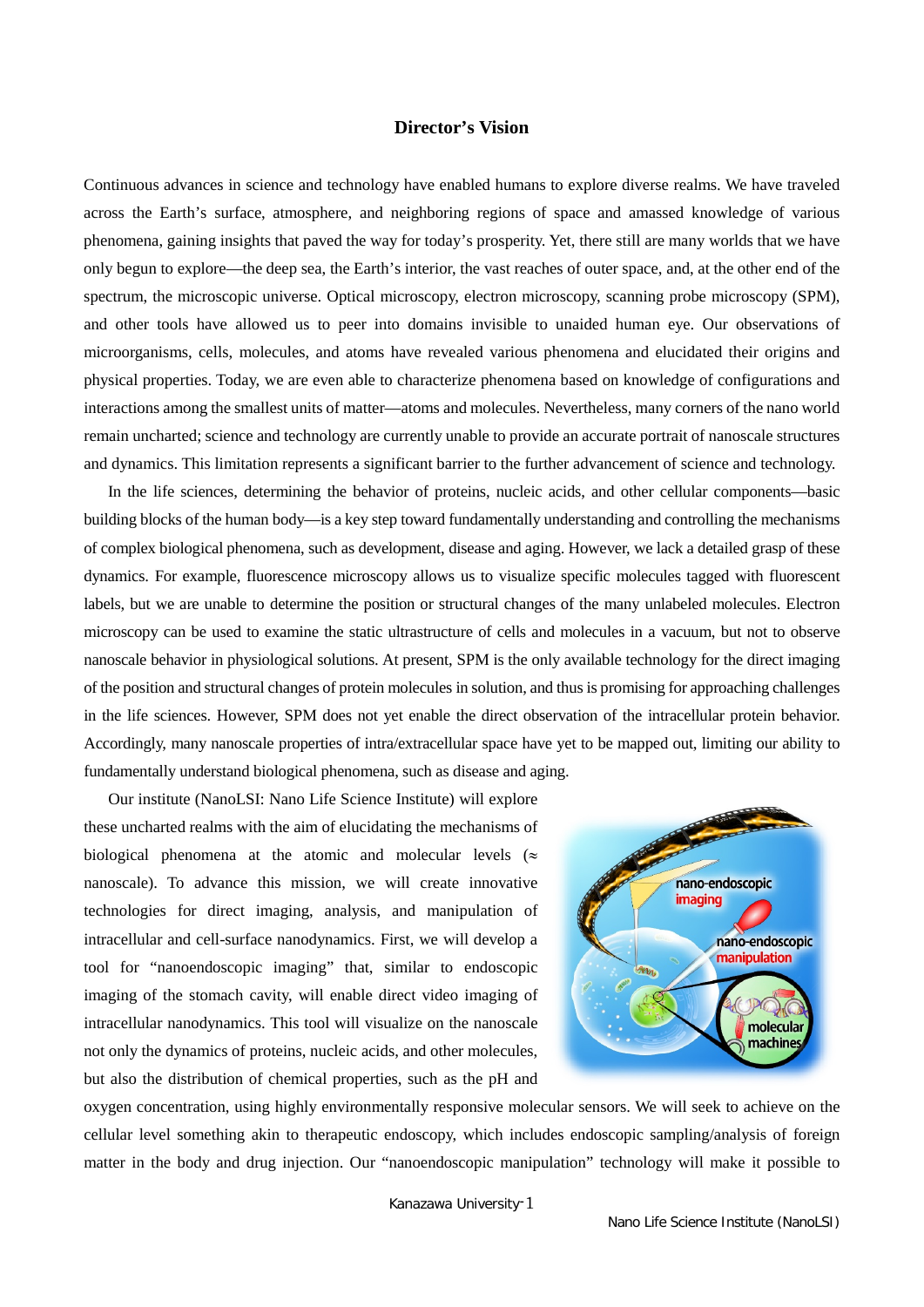# Director's Vision

Continuous advances in science and technology have enabled humans to explore diverse realms. We have traveled across the Earth's surface, atmosphere, and neighboring regions of space and amassed knowledge of various phenomena, gaining insights that paved the way for today's prosperity. Yet, there still are many worlds that we have only begun to explore—the deep sea, the Earth's interior, the vast reaches of outer space, and, at the other end of the spectrum, the microscopic universe. Optical microscopy, electron microscopy, scanning probe microscopy (SPM), and other tools have allowed us to peer into domains invisible to unaided human eye. Our observations of microorganisms, cells, molecules, and atoms have revealed various phenomena and elucidated their origins and physical properties. Today, we are even able to characterize phenomena based on knowledge of configurations and interactions among the smallest units of matter—atoms and molecules. Nevertheless, many corners of the nano world remain uncharted; science and technology are currently unable to provide an accurate portrait of nanoscale structures and dynamics. This limitation represents a significant barrier to the further advancement of science and technology.

In the life sciences, determining the behavior of proteins, nucleic acids, and other cellular components—basic building blocks of the human body—is a key step toward fundamentally understanding and controlling the mechanisms of complex biological phenomena, such as development, disease and aging. However, we lack a detailed grasp of these dynamics. For example, fluorescence microscopy allows us to visualize specific molecules tagged with fluorescent labels, but we are unable to determine the position or structural changes of the many unlabeled molecules. Electron microscopy can be used to examine the static ultrastructure of cells and molecules in a vacuum, but not to observe nanoscale behavior in physiological solutions. At present, SPM is the only available technology for the direct imaging of the position and structural changes of protein molecules in solution, and thus is promising for approaching challenges in the life sciences. However, SPM does not yet enable the direct observation of the intracellular protein behavior. Accordingly, many nanoscale properties of intra/extracellular space have yet to be mapped out, limiting our ability to fundamentally understand biological phenomena, such as disease and aging.

Our institute (NanoLSI: Nano Life Science Institute) will explore these uncharted realms with the aim of elucidating the mechanisms of biological phenomena at the atomic and molecular levels (≈ nanoscale). To advance this mission, we will create innovative technologies for direct imaging, analysis, and manipulation of intracellular and cell-surface nanodynamics. First, we will develop a tool for "nanoendoscopic imaging" that, similar to endoscopic imaging of the stomach cavity, will enable direct video imaging of intracellular nanodynamics. This tool will visualize on the nanoscale not only the dynamics of proteins, nucleic acids, and other molecules, but also the distribution of chemical properties, such as the pH and oxygen concentration, using highly environmentally responsive molecular sensors. We will seek to achieve on the cellular level something akin to therapeutic endoscopy, which includes endoscopic sampling/analysis of foreign matter in the body and drug injection. Our "nanoendoscopic manipulation" technology will make it possible to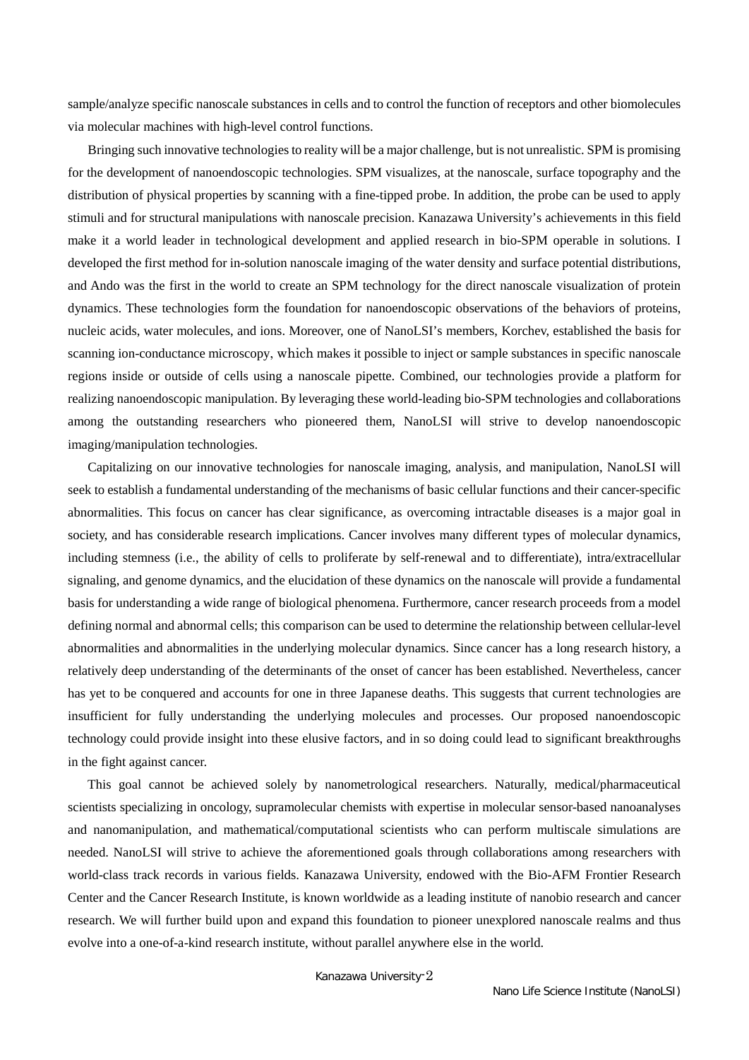sample/analyze specific nanoscale substances in cells and to control the function of receptors and other biomolecules via molecular machines with high-level control functions.

Bringing such innovative technologies to reality will be a major challenge, but is not unrealistic. SPM is promising for the development of nanoendoscopic technologies. SPM visualizes, at the nanoscale, surface topography and the distribution of physical properties by scanning with a fine-tipped probe. In addition, the probe can be used to apply stimuli and for structural manipulations with nanoscale precision. Kanazawa University's achievements in this field make it a world leader in technological development and applied research in bio-SPM operable in solutions. I developed the first method for in-solution nanoscale imaging of the water density and surface potential distributions, and Ando was the first in the world to create an SPM technology for the direct nanoscale visualization of protein dynamics. These technologies form the foundation for nanoendoscopic observations of the behaviors of proteins, nucleic acids, water molecules, and ions. Moreover, one of NanoLSI's members, Korchev, established the basis for scanning ion-conductance microscopy, which makes it possible to inject or sample substances in specific nanoscale regions inside or outside of cells using a nanoscale pipette. Combined, our technologies provide a platform for realizing nanoendoscopic manipulation. By leveraging these world-leading bio-SPM technologies and collaborations among the outstanding researchers who pioneered them, NanoLSI will strive to develop nanoendoscopic imaging/manipulation technologies.

Capitalizing on our innovative technologies for nanoscale imaging, analysis, and manipulation, NanoLSI will seek to establish a fundamental understanding of the mechanisms of basic cellular functions and their cancer-specific abnormalities. This focus on cancer has clear significance, as overcoming intractable diseases is a major goal in society, and has considerable research implications. Cancer involves many different types of molecular dynamics, including stemness (i.e., the ability of cells to proliferate by self-renewal and to differentiate), intra/extracellular signaling, and genome dynamics, and the elucidation of these dynamics on the nanoscale will provide a fundamental basis for understanding a wide range of biological phenomena. Furthermore, cancer research proceeds from a model defining normal and abnormal cells; this comparison can be used to determine the relationship between cellular-level abnormalities and abnormalities in the underlying molecular dynamics. Since cancer has a long research history, a relatively deep understanding of the determinants of the onset of cancer has been established. Nevertheless, cancer has yet to be conquered and accounts for one in three Japanese deaths. This suggests that current technologies are insufficient for fully understanding the underlying molecules and processes. Our proposed nanoendoscopic technology could provide insight into these elusive factors, and in so doing could lead to significant breakthroughs in the fight against cancer.

This goal cannot be achieved solely by nanometrological researchers. Naturally, medical/pharmaceutical scientists specializing in oncology, supramolecular chemists with expertise in molecular sensor-based nanoanalyses and nanomanipulation, and mathematical/computational scientists who can perform multiscale simulations are needed. NanoLSI will strive to achieve the aforementioned goals through collaborations among researchers with world-class track records in various fields. Kanazawa University, endowed with the Bio-AFM Frontier Research Center and the Cancer Research Institute, is known worldwide as a leading institute of nanobio research and cancer research. We will further build upon and expand this foundation to pioneer unexplored nanoscale realms and thus evolve into a one-of-a-kind research institute, without parallel anywhere else in the world.